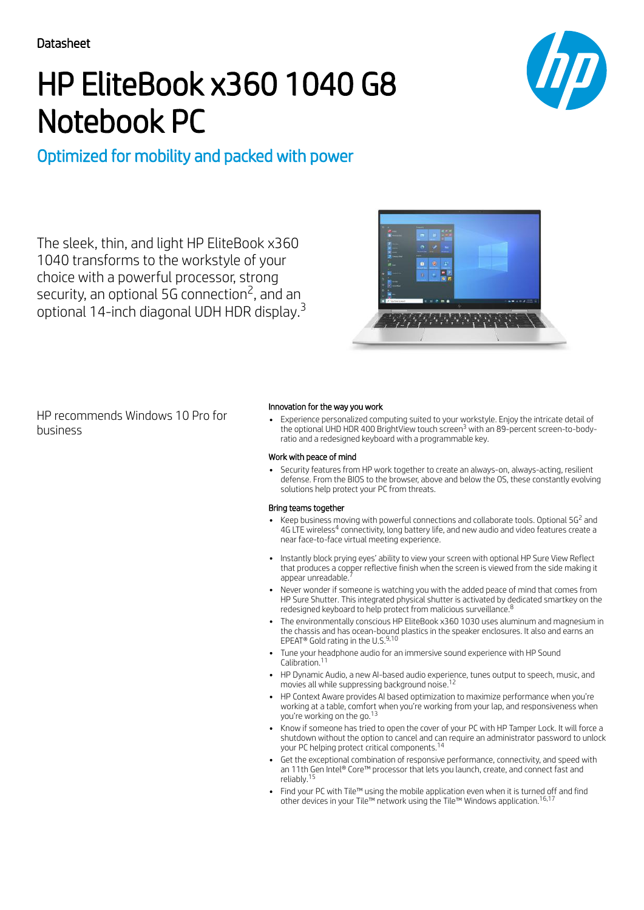Datasheet

# HP EliteBook x360 1040 G8 Notebook PC

## Optimized for mobility and packed with power

The sleek, thin, and light HP EliteBook x360 1040 transforms to the workstyle of your choice with a powerful processor, strong security, an optional 5G connection[2], and an optional 14-inch diagonal UDH HDR display.[3]

HP recommends Windows 10 Pro for business

### Innovation for the way you work

- Experience personalized computing suited to your workstyle. Enjoy the intricate detail of the optional UHD HDR 400 BrightView touch screen[3] with an 89-percent screen-to-body-ratio and a redesigned keyboard with a programmable key.

### Work with peace of mind

- Security features from HP work together to create an always-on, always-acting, resilient defense. From the BIOS to the browser, above and below the OS, these constantly evolving solutions help protect your PC from threats.

### Bring teams together

- Keep business moving with powerful connections and collaborate tools. Optional 5G[2] and 4G LTE wireless[4] connectivity, long battery life, and new audio and video features create a near face-to-face virtual meeting experience.
- Instantly block prying eyes' ability to view your screen with optional HP Sure View Reflect that produces a copper reflective finish when the screen is viewed from the side making it appear unreadable.[7]
- Never wonder if someone is watching you with the added peace of mind that comes from HP Sure Shutter. This integrated physical shutter is activated by dedicated smartkey on the redesigned keyboard to help protect from malicious surveillance.[8]
- The environmentally conscious HP EliteBook x360 1030 uses aluminum and magnesium in the chassis and has ocean-bound plastics in the speaker enclosures. It also and earns an EPEAT® Gold rating in the U.S.[9,10]
- Tune your headphone audio for an immersive sound experience with HP Sound Calibration.[11]
- HP Dynamic Audio, a new AI-based audio experience, tunes output to speech, music, and movies all while suppressing background noise.[12]
- HP Context Aware provides AI based optimization to maximize performance when you're working at a table, comfort when you're working from your lap, and responsiveness when you're working on the go.[13]
- Know if someone has tried to open the cover of your PC with HP Tamper Lock. It will force a shutdown without the option to cancel and can require an administrator password to unlock your PC helping protect critical components.[14]
- Get the exceptional combination of responsive performance, connectivity, and speed with an 11th Gen Intel® Core™ processor that lets you launch, create, and connect fast and reliably.[15]
- Find your PC with Tile™ using the mobile application even when it is turned off and find other devices in your Tile™ network using the Tile™ Windows application.[16,17]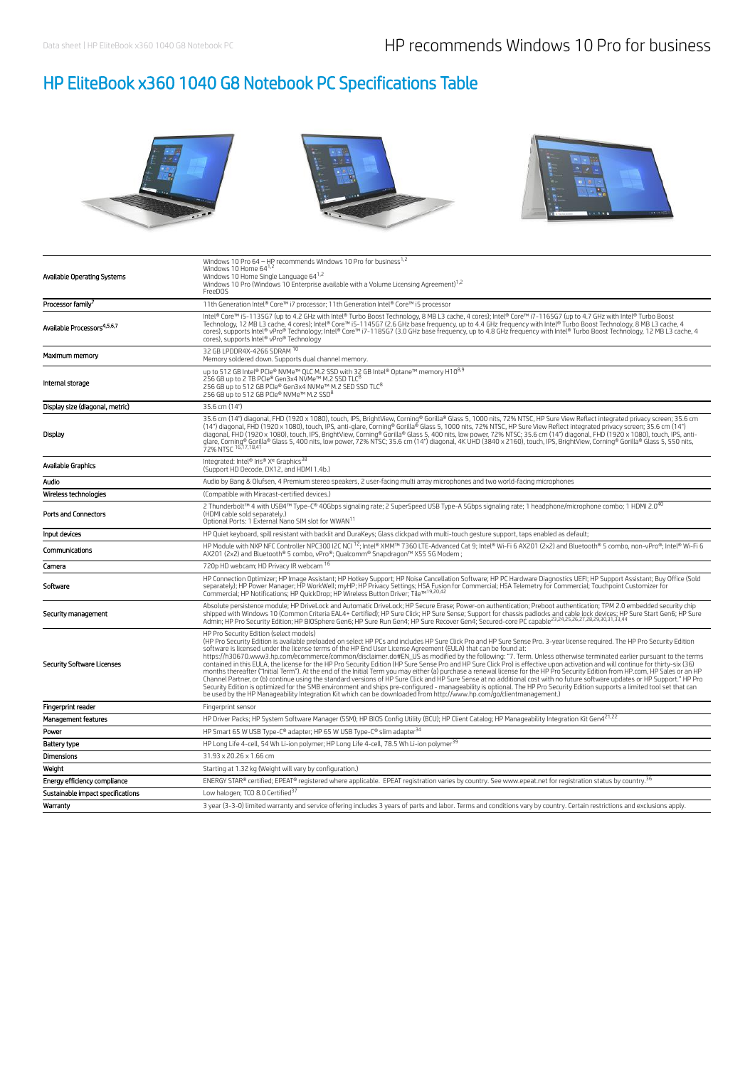# HP recommends Windows 10 Pro for business

## HP EliteBook x360 1040 G8 Notebook PC Specifications Table

| | |
|---|---|
| Available Operating Systems | Windows 10 Pro 64 – HP recommends Windows 10 Pro for business[1,2]<br>Windows 10 Home 64[1,2]<br>Windows 10 Home Single Language 64[1,2]<br>Windows 10 Pro (Windows 10 Enterprise available with a Volume Licensing Agreement)[1,2]<br>FreeDOS |
| Processor family[7] | 11th Generation Intel® Core™ i7 processor; 11th Generation Intel® Core™ i5 processor |
| Available Processors[4,5,6,7] | Intel® Core™ i5-1135G7 (up to 4.2 GHz with Intel® Turbo Boost Technology, 8 MB L3 cache, 4 cores); Intel® Core™ i7-1165G7 (up to 4.7 GHz with Intel® Turbo Boost Technology, 12 MB L3 cache, 4 cores); Intel® Core™ i5-1145G7 (2.6 GHz base frequency, up to 4.4 GHz frequency with Intel® Turbo Boost Technology, 8 MB L3 cache, 4 cores), supports Intel® vPro® Technology; Intel® Core™ i7-1185G7 (3.0 GHz base frequency, up to 4.8 GHz frequency with Intel® Turbo Boost Technology, 12 MB L3 cache, 4 cores), supports Intel® vPro® Technology |
| Maximum memory | 32 GB LPDDR4X-4266 SDRAM[10]<br>Memory soldered down. Supports dual channel memory. |
| Internal storage | up to 512 GB Intel® PCIe® NVMe™ QLC M.2 SSD with 32 GB Intel® Optane™ memory H10[8,9]<br>256 GB up to 2 TB PCIe® Gen3x4 NVMe™ M.2 SSD TLC[8]<br>256 GB up to 512 GB PCIe® Gen3x4 NVMe™ M.2 SED SSD TLC[8]<br>256 GB up to 512 GB PCIe® NVMe™ M.2 SSD[8] |
| Display size (diagonal, metric) | 35.6 cm (14") |
| Display | 35.6 cm (14") diagonal, FHD (1920 x 1080), touch, IPS, BrightView, Corning® Gorilla® Glass 5, 1000 nits, 72% NTSC, HP Sure View Reflect integrated privacy screen; 35.6 cm (14") diagonal, FHD (1920 x 1080), touch, IPS, anti-glare, Corning® Gorilla® Glass 5, 1000 nits, 72% NTSC, HP Sure View Reflect integrated privacy screen; 35.6 cm (14") diagonal, FHD (1920 x 1080), touch, IPS, BrightView, Corning® Gorilla® Glass 5, 400 nits, low power, 72% NTSC; 35.6 cm (14") diagonal, FHD (1920 x 1080), touch, IPS, anti-glare, Corning® Gorilla® Glass 5, 400 nits, low power, 72% NTSC; 35.6 cm (14") diagonal, 4K UHD (3840 x 2160), touch, IPS, BrightView, Corning® Gorilla® Glass 5, 550 nits, 72% NTSC[16,17,18,41] |
| Available Graphics | Integrated: Intel® Iris® Xᵉ Graphics[38]<br>(Support HD Decode, DX12, and HDMI 1.4b.) |
| Audio | Audio by Bang & Olufsen, 4 Premium stereo speakers, 2 user-facing multi array microphones and two world-facing microphones |
| Wireless technologies | (Compatible with Miracast-certified devices.) |
| Ports and Connectors | 2 Thunderbolt™ 4 with USB4™ Type-C® 40Gbps signaling rate; 2 SuperSpeed USB Type-A 5Gbps signaling rate; 1 headphone/microphone combo; 1 HDMI 2.0[40]<br>(HDMI cable sold separately.)<br>Optional Ports: 1 External Nano SIM slot for WWAN[11] |
| Input devices | HP Quiet keyboard, spill resistant with backlit and DuraKeys; Glass clickpad with multi-touch gesture support, taps enabled as default; |
| Communications | HP Module with NXP NFC Controller NPC300 I2C NCI[12]; Intel® XMM™ 7360 LTE-Advanced Cat 9; Intel® Wi-Fi 6 AX201 (2x2) and Bluetooth® 5 combo, non-vPro®; Intel® Wi-Fi 6 AX201 (2x2) and Bluetooth® 5 combo, vPro®; Qualcomm® Snapdragon™ X55 5G Modem ; |
| Camera | 720p HD webcam; HD Privacy IR webcam[16] |
| Software | HP Connection Optimizer; HP Image Assistant; HP Hotkey Support; HP Noise Cancellation Software; HP PC Hardware Diagnostics UEFI; HP Support Assistant; Buy Office (Sold separately); HP Power Manager; HP WorkWell; myHP; HP Privacy Settings; HSA Fusion for Commercial; HSA Telemetry for Commercial; Touchpoint Customizer for Commercial; HP Notifications; HP QuickDrop; HP Wireless Button Driver; Tile™[19,20,42] |
| Security management | Absolute persistence module; HP DriveLock and Automatic DriveLock; HP Secure Erase; Power-on authentication; Preboot authentication; TPM 2.0 embedded security chip shipped with Windows 10 (Common Criteria EAL4+ Certified); HP Sure Click; HP Sure Sense; Support for chassis padlocks and cable lock devices; HP Sure Start Gen6; HP Sure Admin; HP Pro Security Edition; HP BIOSphere Gen6; HP Sure Run Gen4; HP Sure Recover Gen4; Secured-core PC capable[23,24,25,26,27,28,29,30,31,33,44] |
| Security Software Licenses | HP Pro Security Edition (select models)<br>(HP Pro Security Edition is available preloaded on select HP PCs and includes HP Sure Click Pro and HP Sure Sense Pro. 3-year license required. The HP Pro Security Edition software is licensed under the license terms of the HP End User License Agreement (EULA) that can be found at: https://h30670.www3.hp.com/ecommerce/common/disclaimer.do#EN_US as modified by the following: "7. Term. Unless otherwise terminated earlier pursuant to the terms contained in this EULA, the license for the HP Pro Security Edition (HP Sure Sense Pro and HP Sure Click Pro) is effective upon activation and will continue for thirty-six (36) months thereafter ("Initial Term"). At the end of the Initial Term you may either (a) purchase a renewal license for the HP Pro Security Edition from HP.com, HP Sales or an HP Channel Partner, or (b) continue using the standard versions of HP Sure Click and HP Sure Sense at no additional cost with no future software updates or HP Support." HP Pro Security Edition is optimized for the SMB environment and ships pre-configured - manageability is optional. The HP Pro Security Edition supports a limited tool set that can be used by the HP Manageability Integration Kit which can be downloaded from http://www.hp.com/go/clientmanagement.) |
| Fingerprint reader | Fingerprint sensor |
| Management features | HP Driver Packs; HP System Software Manager (SSM); HP BIOS Config Utility (BCU); HP Client Catalog; HP Manageability Integration Kit Gen4[21,22] |
| Power | HP Smart 65 W USB Type-C® adapter; HP 65 W USB Type-C® slim adapter[34] |
| Battery type | HP Long Life 4-cell, 54 Wh Li-ion polymer; HP Long Life 4-cell, 78.5 Wh Li-ion polymer[39] |
| Dimensions | 31.93 x 20.26 x 1.66 cm |
| Weight | Starting at 1.32 kg (Weight will vary by configuration.) |
| Energy efficiency compliance | ENERGY STAR® certified; EPEAT® registered where applicable. EPEAT registration varies by country. See www.epeat.net for registration status by country.[36] |
| Sustainable impact specifications | Low halogen; TCO 8.0 Certified[37] |
| Warranty | 3 year (3-3-0) limited warranty and service offering includes 3 years of parts and labor. Terms and conditions vary by country. Certain restrictions and exclusions apply. |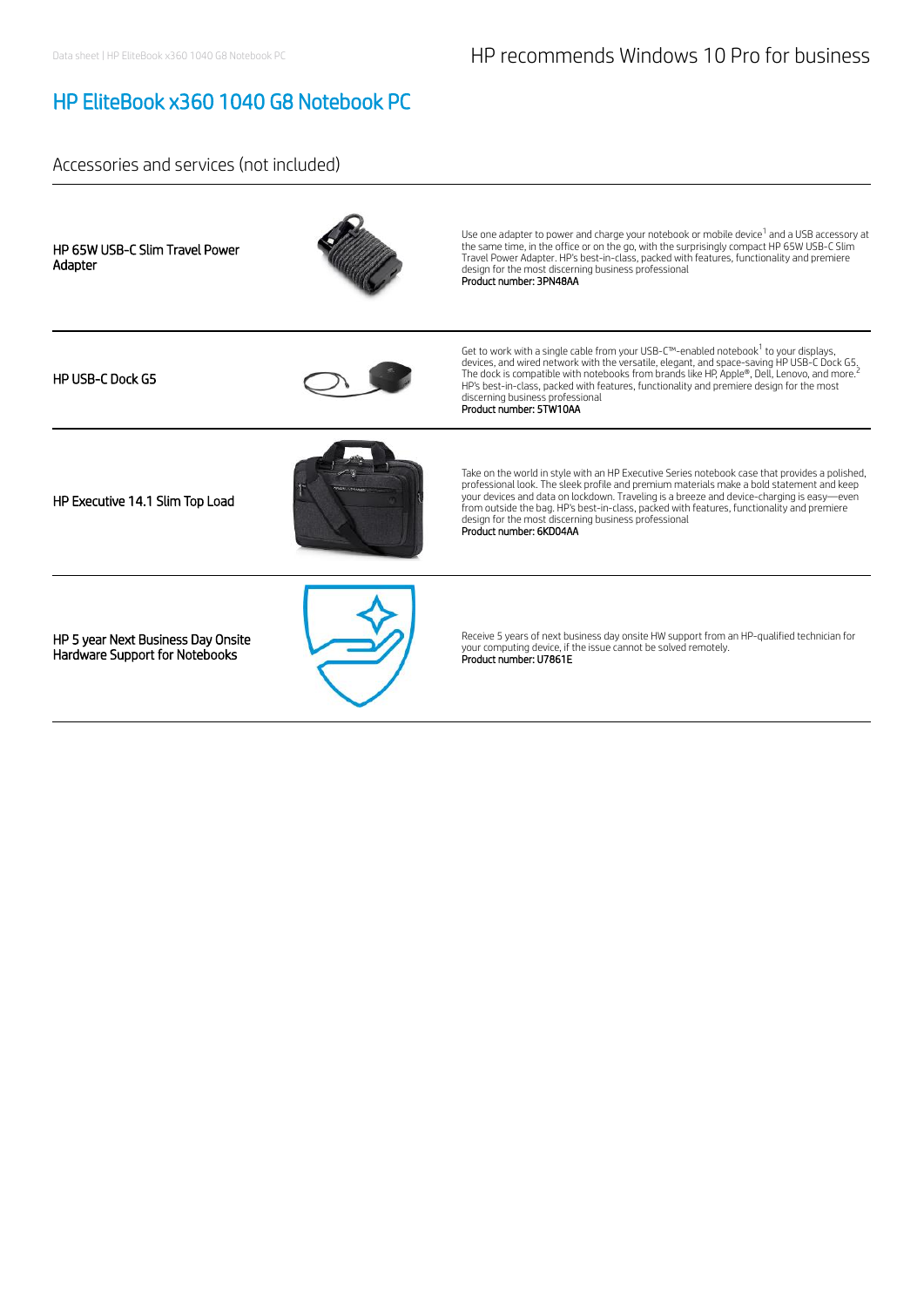# HP EliteBook x360 1040 G8 Notebook PC

## Accessories and services (not included)

| | |
|---|---|
| **HP 65W USB-C Slim Travel Power Adapter** | Use one adapter to power and charge your notebook or mobile device[1] and a USB accessory at the same time, in the office or on the go, with the surprisingly compact HP 65W USB-C Slim Travel Power Adapter. HP's best-in-class, packed with features, functionality and premiere design for the most discerning business professional<br>Product number: 3PN48AA |
| **HP USB-C Dock G5** | Get to work with a single cable from your USB-C™-enabled notebook[1] to your displays, devices, and wired network with the versatile, elegant, and space-saving HP USB-C Dock G5. The dock is compatible with notebooks from brands like HP, Apple®, Dell, Lenovo, and more.[2] HP's best-in-class, packed with features, functionality and premiere design for the most discerning business professional<br>Product number: 5TW10AA |
| **HP Executive 14.1 Slim Top Load** | Take on the world in style with an HP Executive Series notebook case that provides a polished, professional look. The sleek profile and premium materials make a bold statement and keep your devices and data on lockdown. Traveling is a breeze and device-charging is easy—even from outside the bag. HP's best-in-class, packed with features, functionality and premiere design for the most discerning business professional<br>Product number: 6KD04AA |
| **HP 5 year Next Business Day Onsite Hardware Support for Notebooks** | Receive 5 years of next business day onsite HW support from an HP-qualified technician for your computing device, if the issue cannot be solved remotely.<br>Product number: U7861E |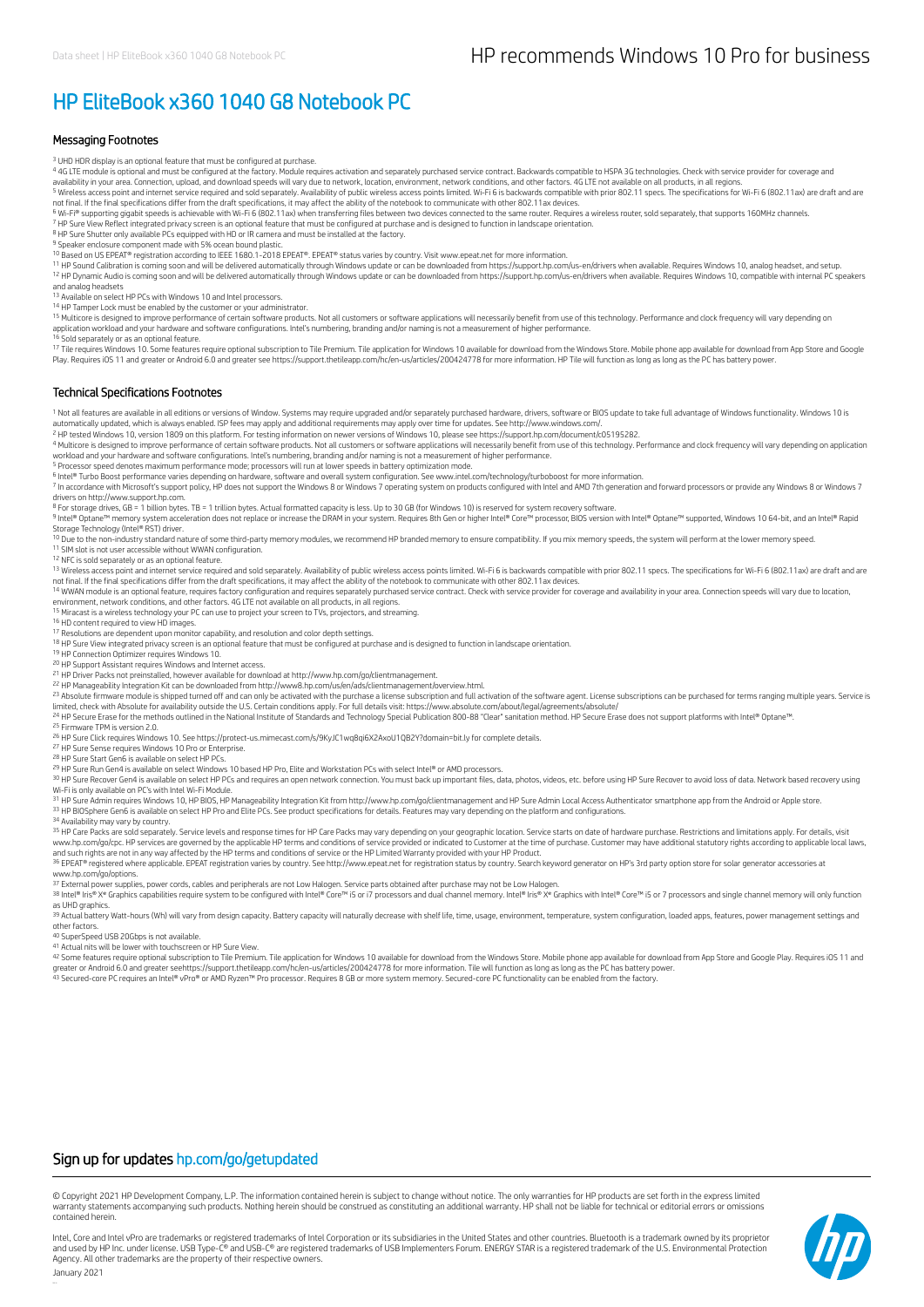# HP EliteBook x360 1040 G8 Notebook PC

## Messaging Footnotes

[3] UHD HDR display is an optional feature that must be configured at purchase.
[4] 4G LTE module is optional and must be configured at the factory. Module requires activation and separately purchased service contract. Backwards compatible to HSPA 3G technologies. Check with service provider for coverage and availability in your area. Connection, upload, and download speeds will vary due to network, location, environment, network conditions, and other factors. 4G LTE not available on all products, in all regions.
[5] Wireless access point and internet service required and sold separately. Availability of public wireless access points limited. Wi-Fi 6 is backwards compatible with prior 802.11 specs. The specifications for Wi-Fi 6 (802.11ax) are draft and are not final. If the final specifications differ from the draft specifications, it may affect the ability of the notebook to communicate with other 802.11ax devices.
[6] Wi-Fi® supporting gigabit speeds is achievable with Wi-Fi 6 (802.11ax) when transferring files between two devices connected to the same router. Requires a wireless router, sold separately, that supports 160MHz channels.
[7] HP Sure View Reflect integrated privacy screen is an optional feature that must be configured at purchase and is designed to function in landscape orientation.
[8] HP Sure Shutter only available PCs equipped with HD or IR camera and must be installed at the factory.
[9] Speaker enclosure component made with 5% ocean bound plastic.
[10] Based on US EPEAT® registration according to IEEE 1680.1-2018 EPEAT®. EPEAT® status varies by country. Visit www.epeat.net for more information.
[11] HP Sound Calibration is coming soon and will be delivered automatically through Windows update or can be downloaded from https://support.hp.com/us-en/drivers when available. Requires Windows 10, analog headset, and setup.
[12] HP Dynamic Audio is coming soon and will be delivered automatically through Windows update or can be downloaded from https://support.hp.com/us-en/drivers when available. Requires Windows 10, compatible with internal PC speakers and analog headsets
[13] Available on select HP PCs with Windows 10 and Intel processors.
[14] HP Tamper Lock must be enabled by the customer or your administrator.
[15] Multicore is designed to improve performance of certain software products. Not all customers or software applications will necessarily benefit from use of this technology. Performance and clock frequency will vary depending on application workload and your hardware and software configurations. Intel's numbering, branding and/or naming is not a measurement of higher performance.
[16] Sold separately or as an optional feature.
[17] Tile requires Windows 10. Some features require optional subscription to Tile Premium. Tile application for Windows 10 available for download from the Windows Store. Mobile phone app available for download from App Store and Google Play. Requires iOS 11 and greater or Android 6.0 and greater https://support.thetileapp.com/hc/en-us/articles/200424778 for more information. HP Tile will function as long as long as the PC has battery power.

## Technical Specifications Footnotes

[1] Not all features are available in all editions or versions of Window. Systems may require upgraded and/or separately purchased hardware, drivers, software or BIOS update to take full advantage of Windows functionality. Windows 10 is automatically updated, which is always enabled. ISP fees may apply and additional requirements may apply over time for updates. See http://www.windows.com/.
[2] HP tested Windows 10, version 1809 on this platform. For testing information on newer versions of Windows 10, please see https://support.hp.com/document/c05195282.
[4] Multicore is designed to improve performance of certain software products. Not all customers or software applications will necessarily benefit from use of this technology. Performance and clock frequency will vary depending on application workload and your hardware and software configurations. Intel's numbering, branding and/or naming is not a measurement of higher performance.
[5] Processor speed denotes maximum performance mode; processors will run at lower speeds in battery optimization mode.
[6] Intel® Turbo Boost performance varies depending on hardware, software and overall system configuration. See www.intel.com/technology/turboboost for more information.
[7] In accordance with Microsoft's support policy, HP does not support the Windows 8 or Windows 7 operating system on products configured with Intel and AMD 7th generation and forward processors or provide any Windows 8 or Windows 7 drivers on http://www.support.hp.com.
[8] For storage drives, GB = 1 billion bytes. TB = 1 trillion bytes. Actual formatted capacity is less. Up to 30 GB (for Windows 10) is reserved for system recovery software.
[9] Intel® Optane™ memory system acceleration does not replace or increase the DRAM in your system. Requires 8th Gen or higher Intel® Core™ processor, BIOS version with Intel® Optane™ supported, Windows 10 64-bit, and an Intel® Rapid Storage Technology (Intel® RST) driver.
[10] Due to the non-industry standard nature of some third-party memory modules, we recommend HP branded memory to ensure compatibility. If you mix memory speeds, the system will perform at the lower memory speed.
[11] SIM slot is not user accessible without WWAN configuration.
[12] NFC is sold separately or as an optional feature.
[13] Wireless access point and internet service required and sold separately. Availability of public wireless access points limited. Wi-Fi 6 is backwards compatible with prior 802.11 specs. The specifications for Wi-Fi 6 (802.11ax) are draft and are not final. If the final specifications differ from the draft specifications, it may affect the ability of the notebook to communicate with other 802.11ax devices.
[14] WWAN module is an optional feature, requires factory configuration and requires separately purchased service contract. Check with service provider for coverage and availability in your area. Connection speeds will vary due to location, environment, network conditions, and other factors. 4G LTE not available on all products, in all regions.
[15] Miracast is a wireless technology your PC can use to project your screen to TVs, projectors, and streaming.
[16] HD content required to view HD images.
[17] Resolutions are dependent upon monitor capability, and resolution and color depth settings.
[18] HP Sure View integrated privacy screen is an optional feature that must be configured at purchase and is designed to function in landscape orientation.
[19] HP Connection Optimizer requires Windows 10.
[20] HP Support Assistant requires Windows and Internet access.
[21] HP Driver Packs not preinstalled, however available for download at http://www.hp.com/go/clientmanagement.
[22] HP Manageability Integration Kit can be downloaded from http://www8.hp.com/us/en/ads/clientmanagement/overview.html.
[23] Absolute firmware module is shipped turned off and can only be activated with the purchase a license subscription and full activation of the software agent. License subscriptions can be purchased for terms ranging multiple years. Service is limited, check with Absolute for availability outside the U.S. Certain conditions apply. For full details visit: https://www.absolute.com/about/legal/agreements/absolute/
[24] HP Secure Erase for the methods outlined in the National Institute of Standards and Technology Special Publication 800-88 "Clear" sanitation method. HP Secure Erase does not support platforms with Intel® Optane™.
[25] Firmware TPM is version 2.0.
[26] HP Sure Click requires Windows 10. See https://protect-us.mimecast.com/s/9KyJC1wq8qi6X2AxoU1QB2Y?domain=bit.ly for complete details.
[27] HP Sure Sense requires Windows 10 Pro or Enterprise.
[28] HP Sure Start Gen6 is available on select HP PCs.
[29] HP Sure Run Gen4 is available on select Windows 10 based HP Pro, Elite and Workstation PCs with select Intel® or AMD processors.
[30] HP Sure Recover Gen4 is available on select HP PCs and requires an open network connection. You must back up important files, data, photos, videos, etc. before using HP Sure Recover to avoid loss of data. Network based recovery using Wi-Fi is only available on PC's with Intel Wi-Fi Module.
[31] HP Sure Admin requires Windows 10, HP BIOS, HP Manageability Integration Kit from http://www.hp.com/go/clientmanagement and HP Sure Admin Local Access Authenticator smartphone app from the Android or Apple store.
[33] HP BIOSphere Gen6 is available on select HP Pro and Elite PCs. See product specifications for details. Features may vary depending on the platform and configurations.
[34] Availability may vary by country.
[35] HP Care Packs are sold separately. Service levels and response times for HP Care Packs may vary depending on your geographic location. Service starts on date of hardware purchase. Restrictions and limitations apply. For details, visit www.hp.com/go/cpc. HP services are governed by the applicable HP terms and conditions of service provided or indicated to Customer at the time of purchase. Customer may have additional statutory rights according to applicable local laws, and such rights are not in any way affected by the HP terms and conditions of service or the HP Limited Warranty provided with your HP Product.
[36] EPEAT® registered where applicable. EPEAT registration varies by country. See http://www.epeat.net for registration status by country. Search keyword generator on HP's 3rd party option store for solar generator accessories at www.hp.com/go/options.
[37] External power supplies, power cords, cables and peripherals are not Low Halogen. Service parts obtained after purchase may not be Low Halogen.
[38] Intel® Iris® X® Graphics capabilities require system to be configured with Intel® Core™ i5 or i7 processors and dual channel memory. Intel® Iris® X® Graphics with Intel® Core™ i5 or 7 processors and single channel memory will only function as UHD graphics.
[39] Actual battery Watt-hours (Wh) will vary from design capacity. Battery capacity will naturally decrease with shelf life, time, usage, environment, temperature, system configuration, loaded apps, features, power management settings and other factors.
[40] SuperSpeed USB 20Gbps is not available.
[41] Actual nits will be lower with touchscreen or HP Sure View.
[42] Some features require optional subscription to Tile Premium. Tile application for Windows 10 available for download from the Windows Store. Mobile phone app available for download from App Store and Google Play. Requires iOS 11 and greater or Android 6.0 and greater seehttps://support.thetileapp.com/hc/en-us/articles/200424778 for more information. Tile will function as long as the PC has battery power.
[43] Secured-core PC requires an Intel® vPro® or AMD Ryzen™ Pro processor. Requires 8 GB or more system memory. Secured-core PC functionality can be enabled from the factory.

## Sign up for updates hp.com/go/getupdated

© Copyright 2021 HP Development Company, L.P. The information contained herein is subject to change without notice. The only warranties for HP products are set forth in the express limited warranty statements accompanying such products. Nothing herein should be construed as constituting an additional warranty. HP shall not be liable for technical or editorial errors or omissions contained herein.

Intel, Core and Intel vPro are trademarks or registered trademarks of Intel Corporation or its subsidiaries in the United States and other countries. Bluetooth is a trademark owned by its proprietor and used by HP Inc. under license. USB Type-C® and USB-C® are registered trademarks of USB Implementers Forum. ENERGY STAR is a registered trademark of the U.S. Environmental Protection Agency. All other trademarks are the property of their respective owners.

January 2021